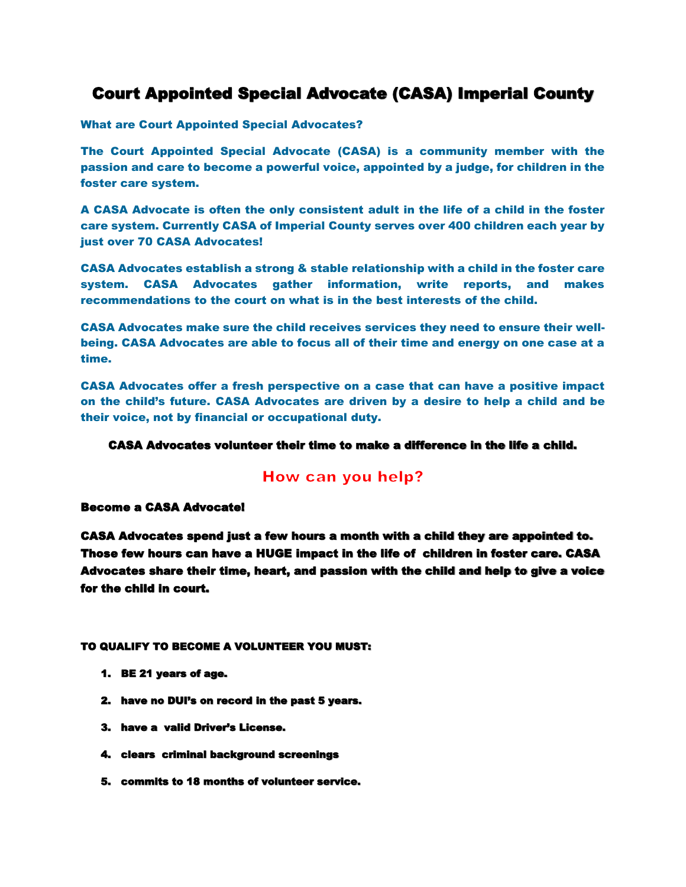# Court Appointed Special Advocate (CASA) Imperial County

**What are Court Appointed Special Advocates?**

**The Court Appointed Special Advocate (CASA) is a community member with the passion and care to become a powerful voice, appointed by a judge, for children in the foster care system.**

**A CASA Advocate is often the only consistent adult in the life of a child in the foster care system. Currently CASA of Imperial County serves over 400 children each year by just over 70 CASA Advocates!**

**CASA Advocates establish a strong & stable relationship with a child in the foster care system. CASA Advocates gather information, write reports, and makes recommendations to the court on what is in the best interests of the child.**

**CASA Advocates make sure the child receives services they need to ensure their well-being. CASA Advocates are able to focus all of their time and energy on one case at a time.**

**CASA Advocates offer a fresh perspective on a case that can have a positive impact on the child's future. CASA Advocates are driven by a desire to help a child and be their voice, not by financial or occupational duty.**

**CASA Advocates volunteer their time to make a difference in the life a child.**

## How can you help?

**Become a CASA Advocate!**

**CASA Advocates spend just a few hours a month with a child they are appointed to. Those few hours can have a HUGE impact in the life of children in foster care. CASA Advocates share their time, heart, and passion with the child and help to give a voice for the child in court.**

**TO QUALIFY TO BECOME A VOLUNTEER YOU MUST:**

1. **BE 21 years of age.**
2. **have no DUI's on record in the past 5 years.**
3. **have a valid Driver's License.**
4. **clears criminal background screenings**
5. **commits to 18 months of volunteer service.**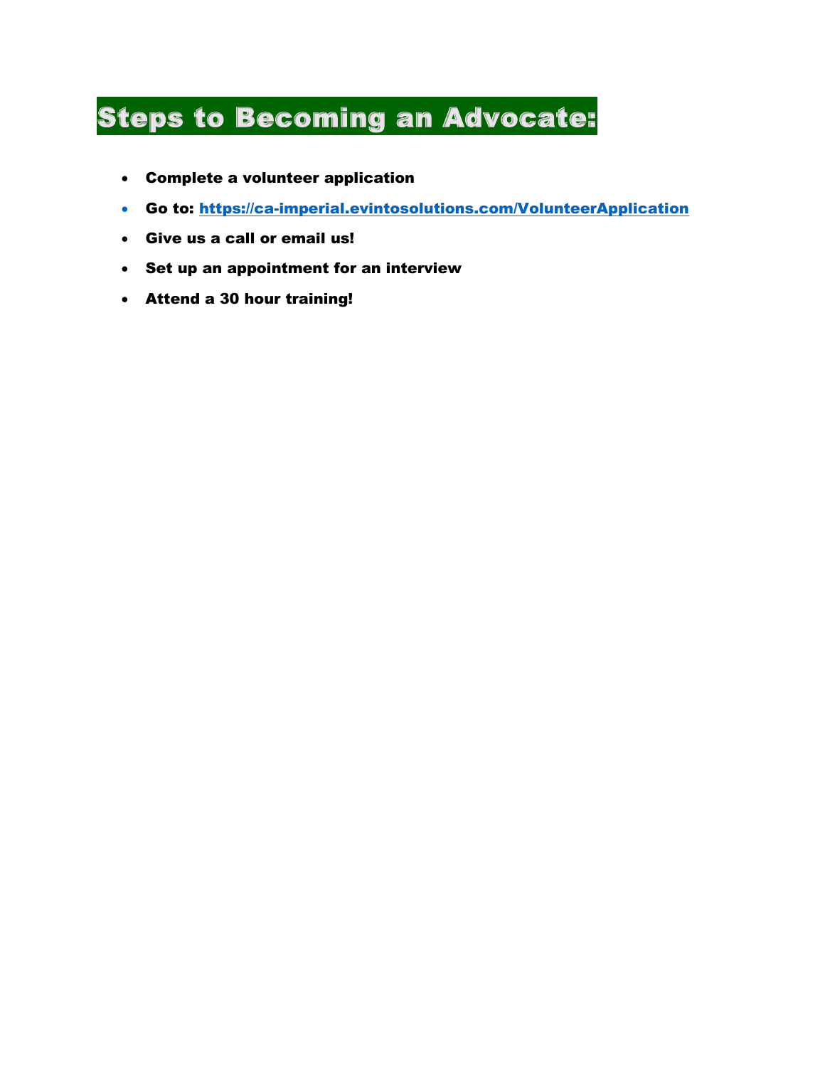# Steps to Becoming an Advocate:

- **Complete a volunteer application**
- **Go to: https://ca-imperial.evintosolutions.com/VolunteerApplication**
- **Give us a call or email us!**
- **Set up an appointment for an interview**
- **Attend a 30 hour training!**